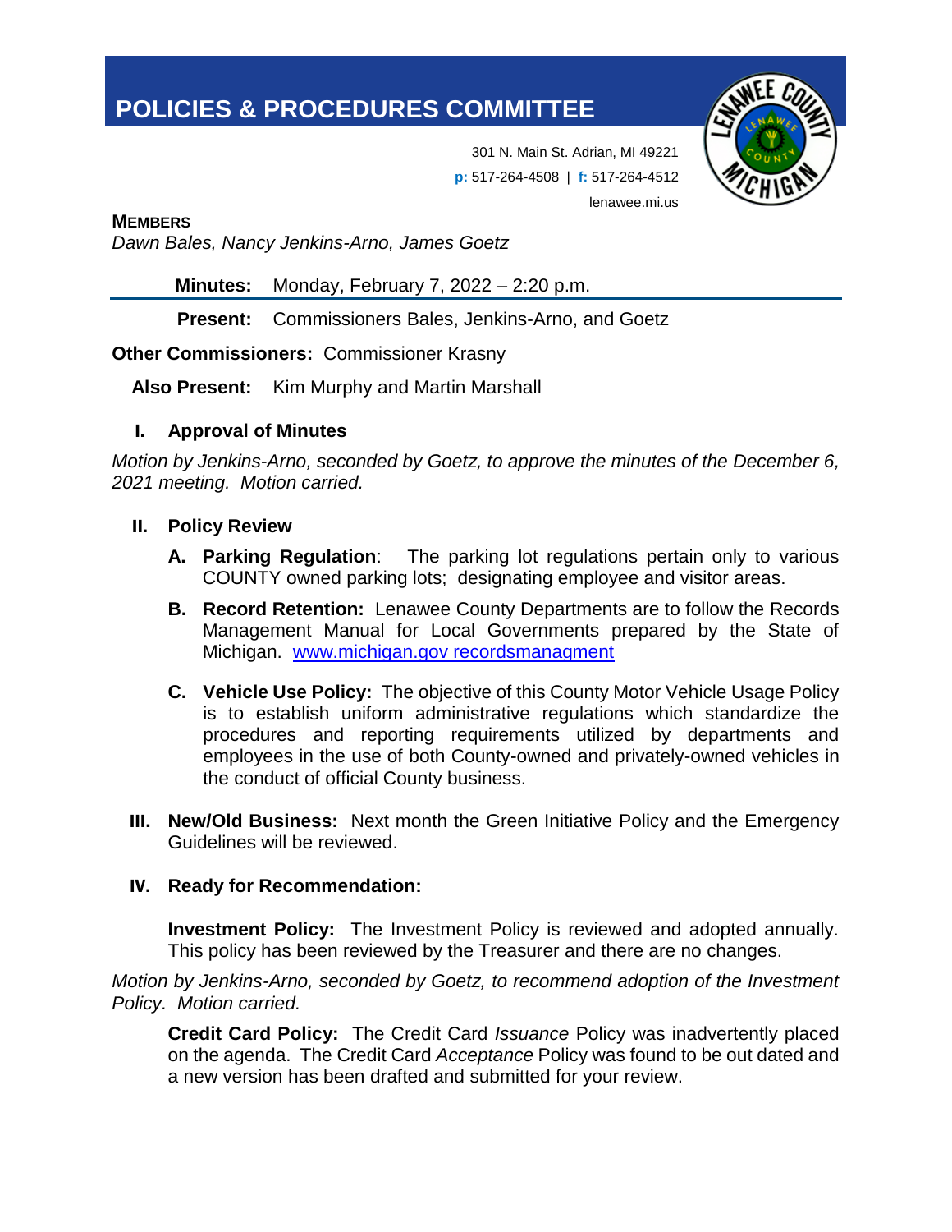# POLICIES & PROCEDURES COMMITTEE

301 N. Main St. Adrian, MI 49221
**p:** 517-264-4508 | **f:** 517-264-4512
lenawee.mi.us

**MEMBERS**
*Dawn Bales, Nancy Jenkins-Arno, James Goetz*

**Minutes:** Monday, February 7, 2022 – 2:20 p.m.

**Present:** Commissioners Bales, Jenkins-Arno, and Goetz

**Other Commissioners:** Commissioner Krasny

**Also Present:** Kim Murphy and Martin Marshall

## I. Approval of Minutes

*Motion by Jenkins-Arno, seconded by Goetz, to approve the minutes of the December 6, 2021 meeting. Motion carried.*

## II. Policy Review

- **A. Parking Regulation**: The parking lot regulations pertain only to various COUNTY owned parking lots; designating employee and visitor areas.
- **B. Record Retention:** Lenawee County Departments are to follow the Records Management Manual for Local Governments prepared by the State of Michigan. [www.michigan.gov recordsmanagment](www.michigan.gov recordsmanagment)
- **C. Vehicle Use Policy:** The objective of this County Motor Vehicle Usage Policy is to establish uniform administrative regulations which standardize the procedures and reporting requirements utilized by departments and employees in the use of both County-owned and privately-owned vehicles in the conduct of official County business.

## III. New/Old Business:

Next month the Green Initiative Policy and the Emergency Guidelines will be reviewed.

## IV. Ready for Recommendation:

**Investment Policy:** The Investment Policy is reviewed and adopted annually. This policy has been reviewed by the Treasurer and there are no changes.

*Motion by Jenkins-Arno, seconded by Goetz, to recommend adoption of the Investment Policy. Motion carried.*

**Credit Card Policy:** The Credit Card *Issuance* Policy was inadvertently placed on the agenda. The Credit Card *Acceptance* Policy was found to be out dated and a new version has been drafted and submitted for your review.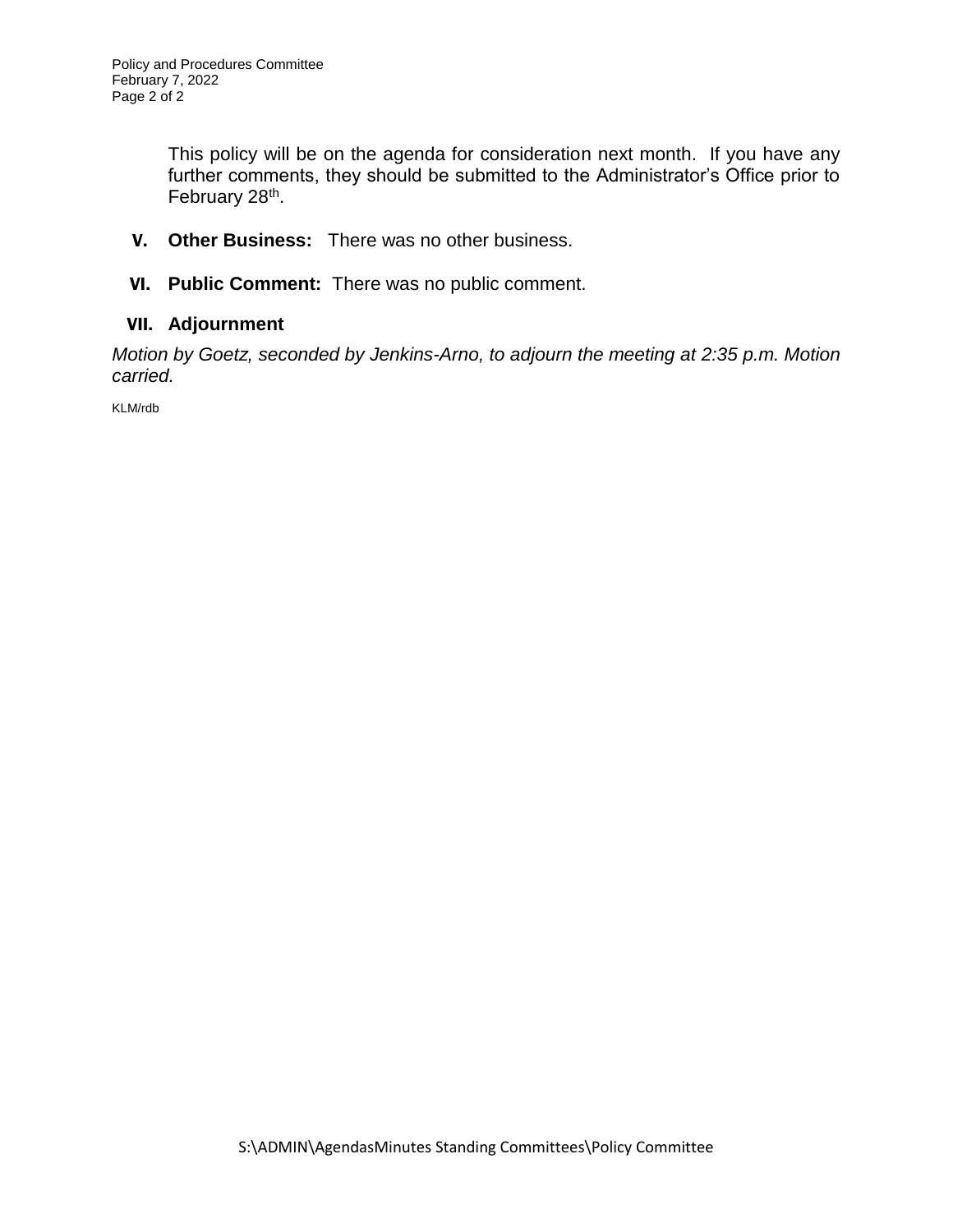This policy will be on the agenda for consideration next month. If you have any further comments, they should be submitted to the Administrator's Office prior to February 28th.

**V. Other Business:** There was no other business.

**VI. Public Comment:** There was no public comment.

**VII. Adjournment**

*Motion by Goetz, seconded by Jenkins-Arno, to adjourn the meeting at 2:35 p.m. Motion carried.*

KLM/rdb

S:\ADMIN\AgendasMinutes Standing Committees\Policy Committee